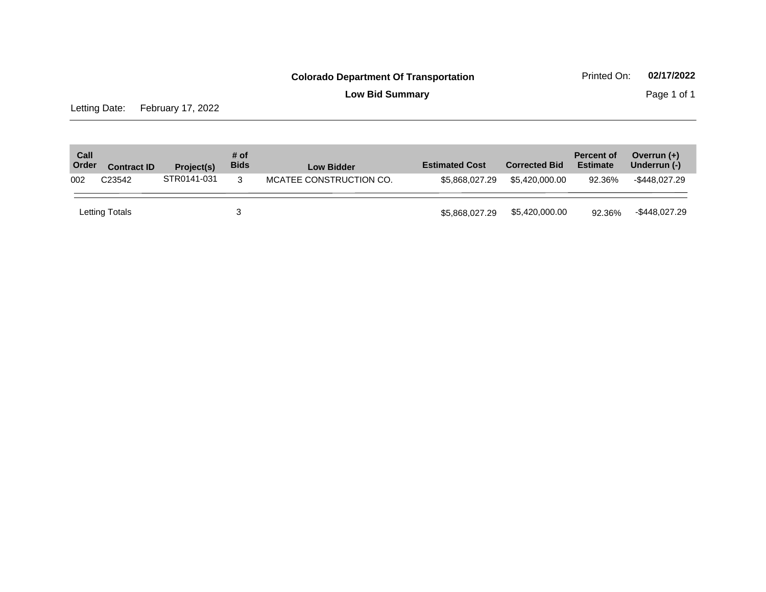**Colorado Department Of Transportation**

Printed On: **02/17/2022**

**Low Bid Summary**

Letting Date: February 17, 2022

| Call Order | Contract ID | Project(s) | # of Bids | Low Bidder | Estimated Cost | Corrected Bid | Percent of Estimate | Overrun (+) Underrun (-) |
|---|---|---|---|---|---|---|---|---|
| 002 | C23542 | STR0141-031 | 3 | MCATEE CONSTRUCTION CO. | $5,868,027.29 | $5,420,000.00 | 92.36% | -$448,027.29 |
| Letting Totals | | | 3 | | $5,868,027.29 | $5,420,000.00 | 92.36% | -$448,027.29 |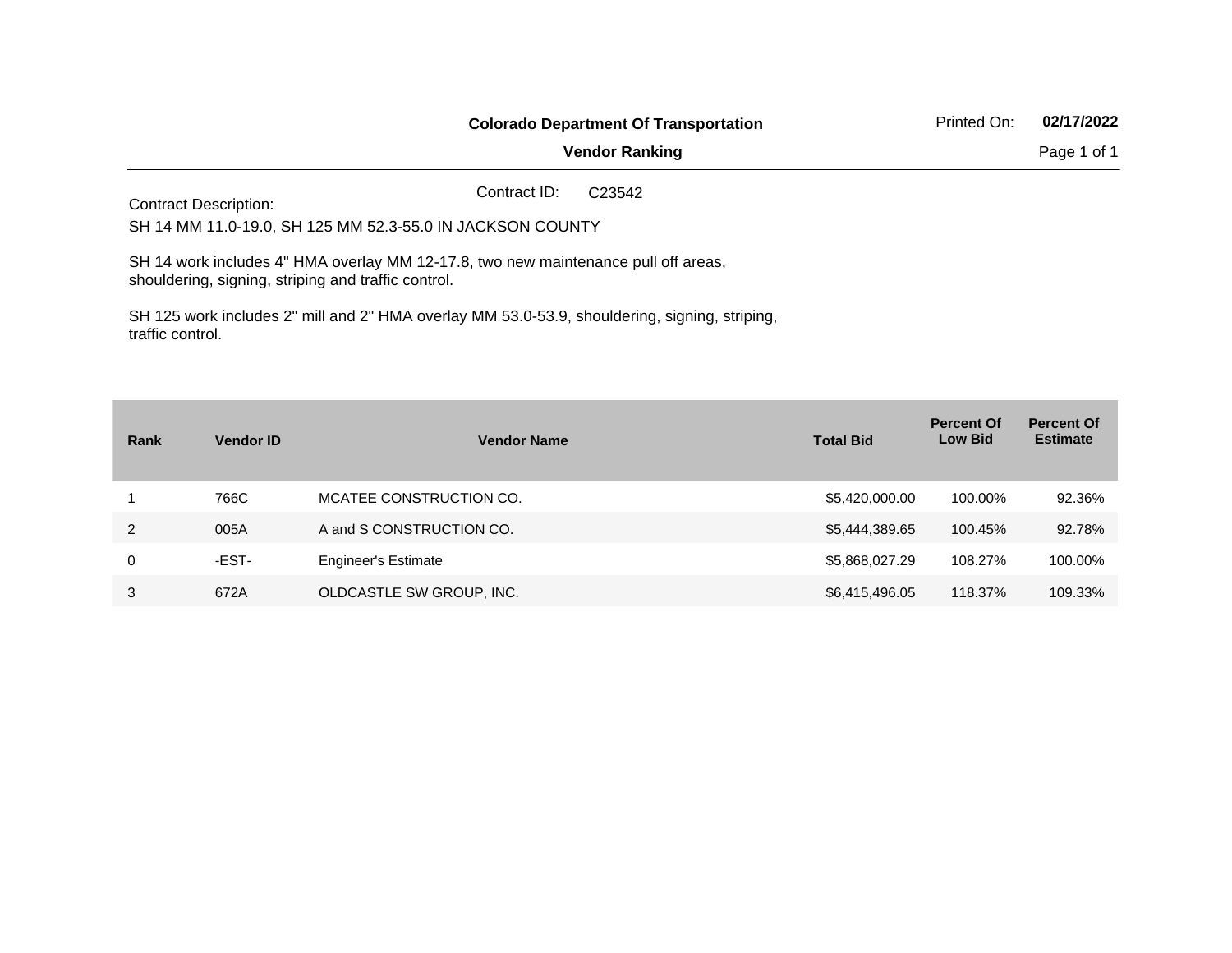**Colorado Department Of Transportation**

**Vendor Ranking**

Printed On: **02/17/2022**

Contract ID: C23542

Contract Description:

SH 14 MM 11.0-19.0, SH 125 MM 52.3-55.0 IN JACKSON COUNTY

SH 14 work includes 4" HMA overlay MM 12-17.8, two new maintenance pull off areas, shouldering, signing, striping and traffic control.

SH 125 work includes 2" mill and 2" HMA overlay MM 53.0-53.9, shouldering, signing, striping, traffic control.

| Rank | Vendor ID | Vendor Name | Total Bid | Percent Of Low Bid | Percent Of Estimate |
|---|---|---|---|---|---|
| 1 | 766C | MCATEE CONSTRUCTION CO. | $5,420,000.00 | 100.00% | 92.36% |
| 2 | 005A | A and S CONSTRUCTION CO. | $5,444,389.65 | 100.45% | 92.78% |
| 0 | -EST- | Engineer's Estimate | $5,868,027.29 | 108.27% | 100.00% |
| 3 | 672A | OLDCASTLE SW GROUP, INC. | $6,415,496.05 | 118.37% | 109.33% |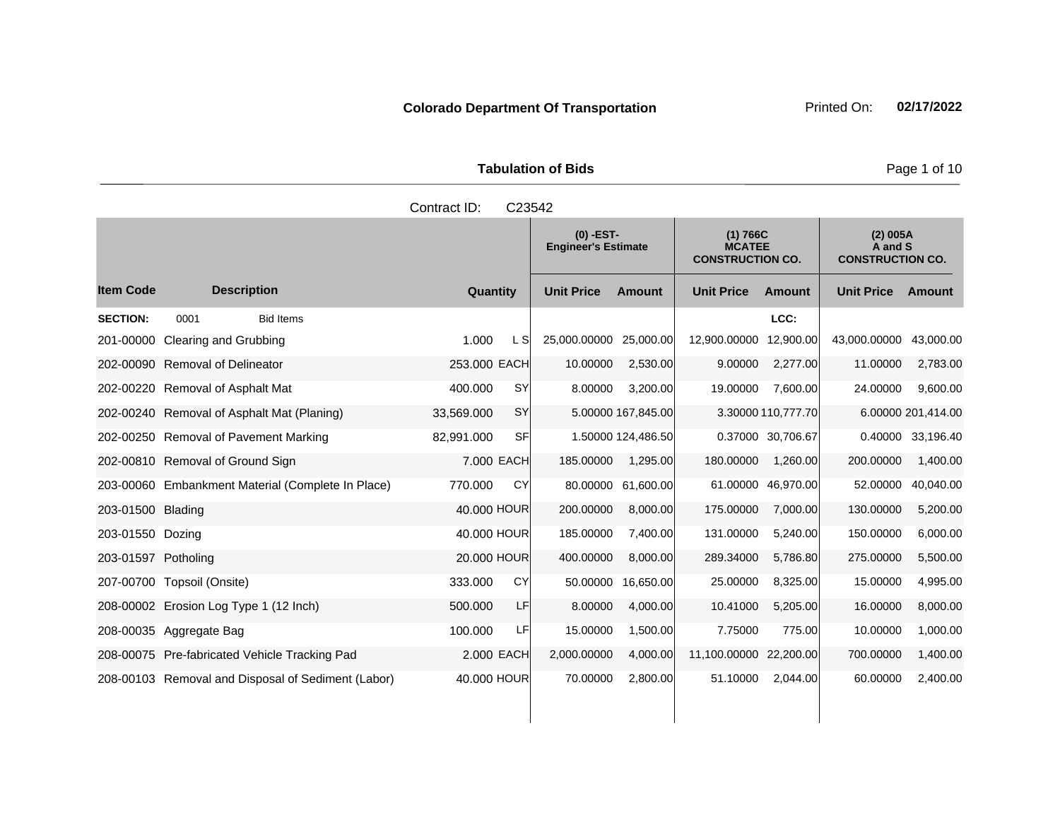**Colorado Department Of Transportation** Printed On: **02/17/2022**

**Tabulation of Bids**

Contract ID: C23542

| Item Code | Description | Quantity | | (0) -EST- Engineer's Estimate | | (1) 766C MCATEE CONSTRUCTION CO. | | (2) 005A A and S CONSTRUCTION CO. | |
|---|---|---|---|---|---|---|---|---|---|
| | | | | Unit Price | Amount | Unit Price | Amount | Unit Price | Amount |
| **SECTION:** | 0001 Bid Items | | | | | LCC: | | | |
| 201-00000 | Clearing and Grubbing | 1.000 | L S | 25,000.00000 | 25,000.00 | 12,900.00000 | 12,900.00 | 43,000.00000 | 43,000.00 |
| 202-00090 | Removal of Delineator | 253.000 | EACH | 10.00000 | 2,530.00 | 9.00000 | 2,277.00 | 11.00000 | 2,783.00 |
| 202-00220 | Removal of Asphalt Mat | 400.000 | SY | 8.00000 | 3,200.00 | 19.00000 | 7,600.00 | 24.00000 | 9,600.00 |
| 202-00240 | Removal of Asphalt Mat (Planing) | 33,569.000 | SY | 5.00000 | 167,845.00 | 3.30000 | 110,777.70 | 6.00000 | 201,414.00 |
| 202-00250 | Removal of Pavement Marking | 82,991.000 | SF | 1.50000 | 124,486.50 | 0.37000 | 30,706.67 | 0.40000 | 33,196.40 |
| 202-00810 | Removal of Ground Sign | 7.000 | EACH | 185.00000 | 1,295.00 | 180.00000 | 1,260.00 | 200.00000 | 1,400.00 |
| 203-00060 | Embankment Material (Complete In Place) | 770.000 | CY | 80.00000 | 61,600.00 | 61.00000 | 46,970.00 | 52.00000 | 40,040.00 |
| 203-01500 | Blading | 40.000 | HOUR | 200.00000 | 8,000.00 | 175.00000 | 7,000.00 | 130.00000 | 5,200.00 |
| 203-01550 | Dozing | 40.000 | HOUR | 185.00000 | 7,400.00 | 131.00000 | 5,240.00 | 150.00000 | 6,000.00 |
| 203-01597 | Potholing | 20.000 | HOUR | 400.00000 | 8,000.00 | 289.34000 | 5,786.80 | 275.00000 | 5,500.00 |
| 207-00700 | Topsoil (Onsite) | 333.000 | CY | 50.00000 | 16,650.00 | 25.00000 | 8,325.00 | 15.00000 | 4,995.00 |
| 208-00002 | Erosion Log Type 1 (12 Inch) | 500.000 | LF | 8.00000 | 4,000.00 | 10.41000 | 5,205.00 | 16.00000 | 8,000.00 |
| 208-00035 | Aggregate Bag | 100.000 | LF | 15.00000 | 1,500.00 | 7.75000 | 775.00 | 10.00000 | 1,000.00 |
| 208-00075 | Pre-fabricated Vehicle Tracking Pad | 2.000 | EACH | 2,000.00000 | 4,000.00 | 11,100.00000 | 22,200.00 | 700.00000 | 1,400.00 |
| 208-00103 | Removal and Disposal of Sediment (Labor) | 40.000 | HOUR | 70.00000 | 2,800.00 | 51.10000 | 2,044.00 | 60.00000 | 2,400.00 |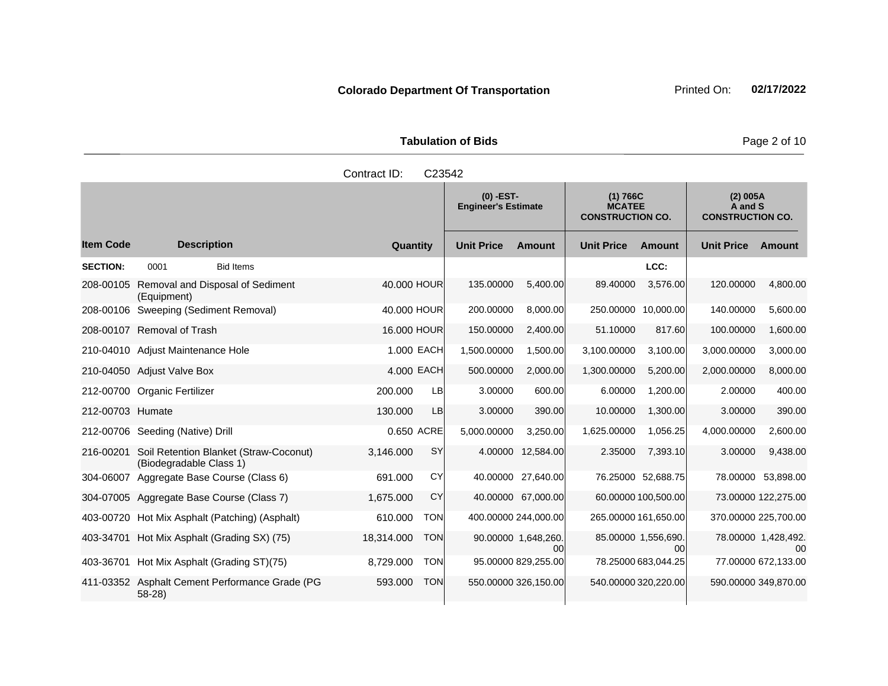**Colorado Department Of Transportation** Printed On: **02/17/2022**

**Tabulation of Bids**

Contract ID: C23542

| | | | | (0) -EST- Engineer's Estimate | | (1) 766C MCATEE CONSTRUCTION CO. | | (2) 005A A and S CONSTRUCTION CO. | |
|---|---|---|---|---|---|---|---|---|---|
| **Item Code** | **Description** | **Quantity** | | **Unit Price** | **Amount** | **Unit Price** | **Amount** | **Unit Price** | **Amount** |
| **SECTION:** | 0001 Bid Items | | | | | | LCC: | | |
| 208-00105 | Removal and Disposal of Sediment (Equipment) | 40.000 | HOUR | 135.00000 | 5,400.00 | 89.40000 | 3,576.00 | 120.00000 | 4,800.00 |
| 208-00106 | Sweeping (Sediment Removal) | 40.000 | HOUR | 200.00000 | 8,000.00 | 250.00000 | 10,000.00 | 140.00000 | 5,600.00 |
| 208-00107 | Removal of Trash | 16.000 | HOUR | 150.00000 | 2,400.00 | 51.10000 | 817.60 | 100.00000 | 1,600.00 |
| 210-04010 | Adjust Maintenance Hole | 1.000 | EACH | 1,500.00000 | 1,500.00 | 3,100.00000 | 3,100.00 | 3,000.00000 | 3,000.00 |
| 210-04050 | Adjust Valve Box | 4.000 | EACH | 500.00000 | 2,000.00 | 1,300.00000 | 5,200.00 | 2,000.00000 | 8,000.00 |
| 212-00700 | Organic Fertilizer | 200.000 | LB | 3.00000 | 600.00 | 6.00000 | 1,200.00 | 2.00000 | 400.00 |
| 212-00703 | Humate | 130.000 | LB | 3.00000 | 390.00 | 10.00000 | 1,300.00 | 3.00000 | 390.00 |
| 212-00706 | Seeding (Native) Drill | 0.650 | ACRE | 5,000.00000 | 3,250.00 | 1,625.00000 | 1,056.25 | 4,000.00000 | 2,600.00 |
| 216-00201 | Soil Retention Blanket (Straw-Coconut) (Biodegradable Class 1) | 3,146.000 | SY | 4.00000 | 12,584.00 | 2.35000 | 7,393.10 | 3.00000 | 9,438.00 |
| 304-06007 | Aggregate Base Course (Class 6) | 691.000 | CY | 40.00000 | 27,640.00 | 76.25000 | 52,688.75 | 78.00000 | 53,898.00 |
| 304-07005 | Aggregate Base Course (Class 7) | 1,675.000 | CY | 40.00000 | 67,000.00 | 60.00000 | 100,500.00 | 73.00000 | 122,275.00 |
| 403-00720 | Hot Mix Asphalt (Patching) (Asphalt) | 610.000 | TON | 400.00000 | 244,000.00 | 265.00000 | 161,650.00 | 370.00000 | 225,700.00 |
| 403-34701 | Hot Mix Asphalt (Grading SX) (75) | 18,314.000 | TON | 90.00000 | 1,648,260.00 | 85.00000 | 1,556,690.00 | 78.00000 | 1,428,492.00 |
| 403-36701 | Hot Mix Asphalt (Grading ST)(75) | 8,729.000 | TON | 95.00000 | 829,255.00 | 78.25000 | 683,044.25 | 77.00000 | 672,133.00 |
| 411-03352 | Asphalt Cement Performance Grade (PG 58-28) | 593.000 | TON | 550.00000 | 326,150.00 | 540.00000 | 320,220.00 | 590.00000 | 349,870.00 |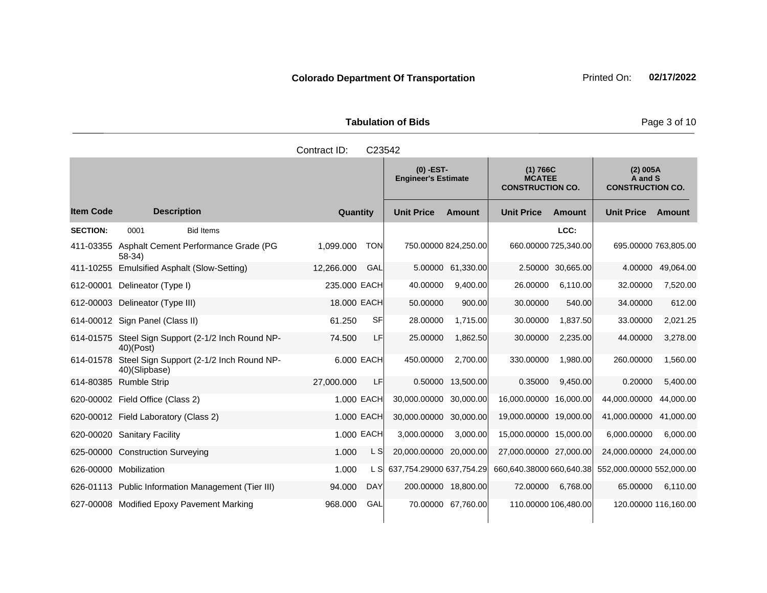**Colorado Department Of Transportation** Printed On: **02/17/2022**

**Tabulation of Bids**

Contract ID: C23542

| Item Code | Description | Quantity | | (0) -EST- Engineer's Estimate | | (1) 766C MCATEE CONSTRUCTION CO. | | (2) 005A A and S CONSTRUCTION CO. | |
|---|---|---|---|---|---|---|---|---|---|
| | | | | Unit Price | Amount | Unit Price | Amount | Unit Price | Amount |
| **SECTION:** | 0001 Bid Items | | | | | | LCC: | | |
| 411-03355 | Asphalt Cement Performance Grade (PG 58-34) | 1,099.000 | TON | 750.00000 | 824,250.00 | 660.00000 | 725,340.00 | 695.00000 | 763,805.00 |
| 411-10255 | Emulsified Asphalt (Slow-Setting) | 12,266.000 | GAL | 5.00000 | 61,330.00 | 2.50000 | 30,665.00 | 4.00000 | 49,064.00 |
| 612-00001 | Delineator (Type I) | 235.000 | EACH | 40.00000 | 9,400.00 | 26.00000 | 6,110.00 | 32.00000 | 7,520.00 |
| 612-00003 | Delineator (Type III) | 18.000 | EACH | 50.00000 | 900.00 | 30.00000 | 540.00 | 34.00000 | 612.00 |
| 614-00012 | Sign Panel (Class II) | 61.250 | SF | 28.00000 | 1,715.00 | 30.00000 | 1,837.50 | 33.00000 | 2,021.25 |
| 614-01575 | Steel Sign Support (2-1/2 Inch Round NP-40)(Post) | 74.500 | LF | 25.00000 | 1,862.50 | 30.00000 | 2,235.00 | 44.00000 | 3,278.00 |
| 614-01578 | Steel Sign Support (2-1/2 Inch Round NP-40)(Slipbase) | 6.000 | EACH | 450.00000 | 2,700.00 | 330.00000 | 1,980.00 | 260.00000 | 1,560.00 |
| 614-80385 | Rumble Strip | 27,000.000 | LF | 0.50000 | 13,500.00 | 0.35000 | 9,450.00 | 0.20000 | 5,400.00 |
| 620-00002 | Field Office (Class 2) | 1.000 | EACH | 30,000.00000 | 30,000.00 | 16,000.00000 | 16,000.00 | 44,000.00000 | 44,000.00 |
| 620-00012 | Field Laboratory (Class 2) | 1.000 | EACH | 30,000.00000 | 30,000.00 | 19,000.00000 | 19,000.00 | 41,000.00000 | 41,000.00 |
| 620-00020 | Sanitary Facility | 1.000 | EACH | 3,000.00000 | 3,000.00 | 15,000.00000 | 15,000.00 | 6,000.00000 | 6,000.00 |
| 625-00000 | Construction Surveying | 1.000 | L S | 20,000.00000 | 20,000.00 | 27,000.00000 | 27,000.00 | 24,000.00000 | 24,000.00 |
| 626-00000 | Mobilization | 1.000 | L S | 637,754.29000 | 637,754.29 | 660,640.38000 | 660,640.38 | 552,000.00000 | 552,000.00 |
| 626-01113 | Public Information Management (Tier III) | 94.000 | DAY | 200.00000 | 18,800.00 | 72.00000 | 6,768.00 | 65.00000 | 6,110.00 |
| 627-00008 | Modified Epoxy Pavement Marking | 968.000 | GAL | 70.00000 | 67,760.00 | 110.00000 | 106,480.00 | 120.00000 | 116,160.00 |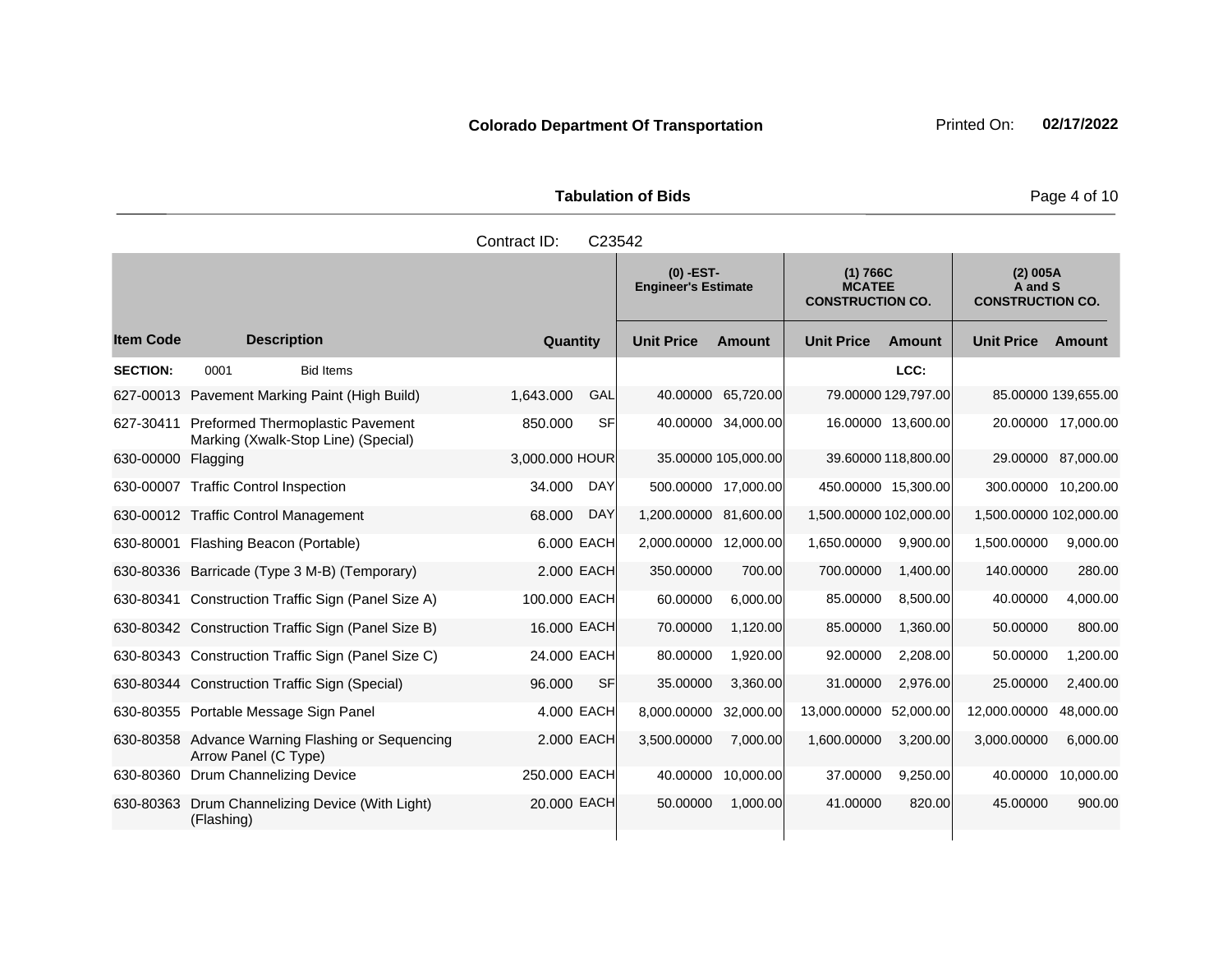**Colorado Department Of Transportation** Printed On: **02/17/2022**

**Tabulation of Bids**

Contract ID: C23542

| Item Code | Description | Quantity | | (0) -EST- Engineer's Estimate | | (1) 766C MCATEE CONSTRUCTION CO. | | (2) 005A A and S CONSTRUCTION CO. | |
|---|---|---|---|---|---|---|---|---|---|
| | | | | Unit Price | Amount | Unit Price | Amount | Unit Price | Amount |
| **SECTION:** | 0001 Bid Items | | | | | | LCC: | | |
| 627-00013 | Pavement Marking Paint (High Build) | 1,643.000 | GAL | 40.00000 | 65,720.00 | 79.00000 | 129,797.00 | 85.00000 | 139,655.00 |
| 627-30411 | Preformed Thermoplastic Pavement Marking (Xwalk-Stop Line) (Special) | 850.000 | SF | 40.00000 | 34,000.00 | 16.00000 | 13,600.00 | 20.00000 | 17,000.00 |
| 630-00000 | Flagging | 3,000.000 | HOUR | 35.00000 | 105,000.00 | 39.60000 | 118,800.00 | 29.00000 | 87,000.00 |
| 630-00007 | Traffic Control Inspection | 34.000 | DAY | 500.00000 | 17,000.00 | 450.00000 | 15,300.00 | 300.00000 | 10,200.00 |
| 630-00012 | Traffic Control Management | 68.000 | DAY | 1,200.00000 | 81,600.00 | 1,500.00000 | 102,000.00 | 1,500.00000 | 102,000.00 |
| 630-80001 | Flashing Beacon (Portable) | 6.000 | EACH | 2,000.00000 | 12,000.00 | 1,650.00000 | 9,900.00 | 1,500.00000 | 9,000.00 |
| 630-80336 | Barricade (Type 3 M-B) (Temporary) | 2.000 | EACH | 350.00000 | 700.00 | 700.00000 | 1,400.00 | 140.00000 | 280.00 |
| 630-80341 | Construction Traffic Sign (Panel Size A) | 100.000 | EACH | 60.00000 | 6,000.00 | 85.00000 | 8,500.00 | 40.00000 | 4,000.00 |
| 630-80342 | Construction Traffic Sign (Panel Size B) | 16.000 | EACH | 70.00000 | 1,120.00 | 85.00000 | 1,360.00 | 50.00000 | 800.00 |
| 630-80343 | Construction Traffic Sign (Panel Size C) | 24.000 | EACH | 80.00000 | 1,920.00 | 92.00000 | 2,208.00 | 50.00000 | 1,200.00 |
| 630-80344 | Construction Traffic Sign (Special) | 96.000 | SF | 35.00000 | 3,360.00 | 31.00000 | 2,976.00 | 25.00000 | 2,400.00 |
| 630-80355 | Portable Message Sign Panel | 4.000 | EACH | 8,000.00000 | 32,000.00 | 13,000.00000 | 52,000.00 | 12,000.00000 | 48,000.00 |
| 630-80358 | Advance Warning Flashing or Sequencing Arrow Panel (C Type) | 2.000 | EACH | 3,500.00000 | 7,000.00 | 1,600.00000 | 3,200.00 | 3,000.00000 | 6,000.00 |
| 630-80360 | Drum Channelizing Device | 250.000 | EACH | 40.00000 | 10,000.00 | 37.00000 | 9,250.00 | 40.00000 | 10,000.00 |
| 630-80363 | Drum Channelizing Device (With Light) (Flashing) | 20.000 | EACH | 50.00000 | 1,000.00 | 41.00000 | 820.00 | 45.00000 | 900.00 |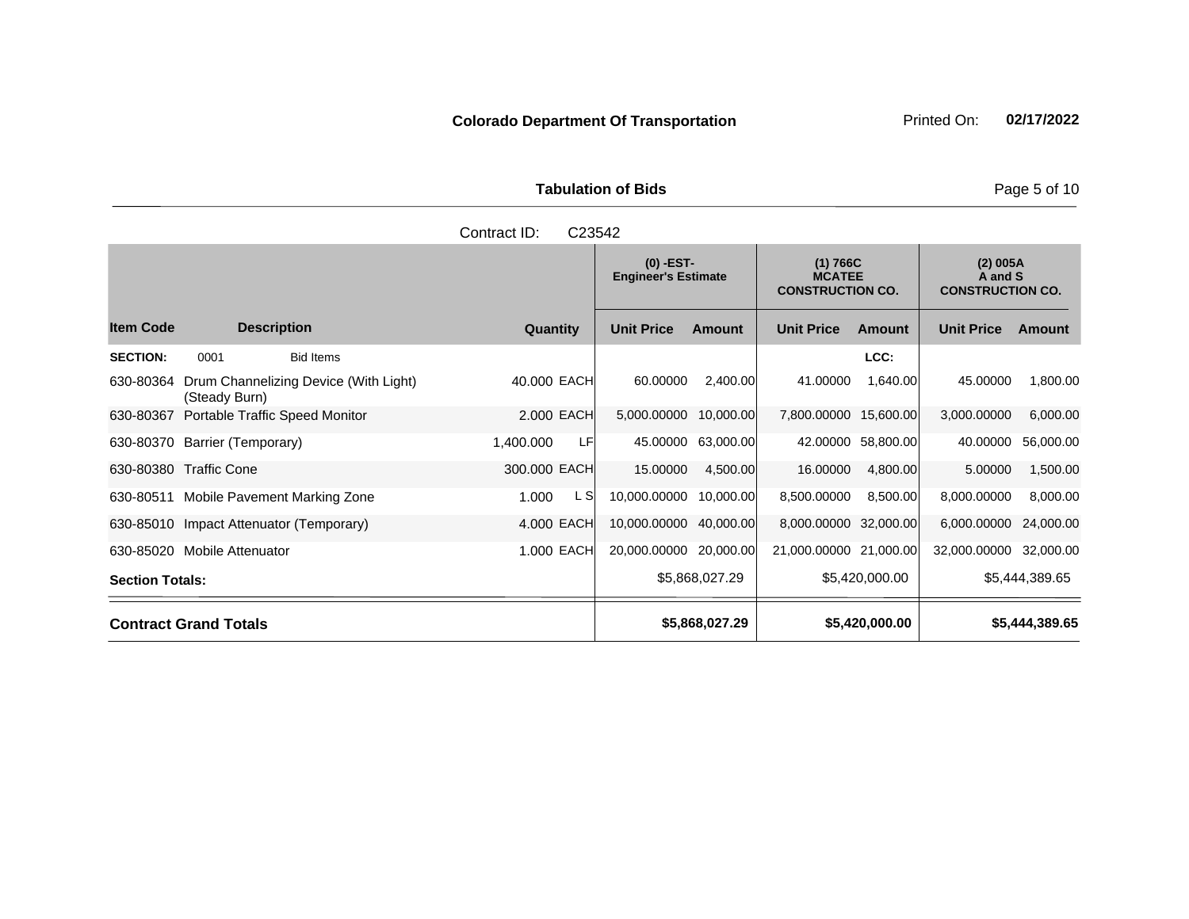**Colorado Department Of Transportation**

Printed On: **02/17/2022**

**Tabulation of Bids**

Contract ID: C23542

| Item Code | Description | Quantity | | (0) -EST- Engineer's Estimate | | (1) 766C MCATEE CONSTRUCTION CO. | | (2) 005A A and S CONSTRUCTION CO. | |
|---|---|---|---|---|---|---|---|---|---|
| | | | | Unit Price | Amount | Unit Price | Amount | Unit Price | Amount |
| **SECTION:** | 0001 Bid Items | | | | | | LCC: | | |
| 630-80364 | Drum Channelizing Device (With Light) (Steady Burn) | 40.000 | EACH | 60.00000 | 2,400.00 | 41.00000 | 1,640.00 | 45.00000 | 1,800.00 |
| 630-80367 | Portable Traffic Speed Monitor | 2.000 | EACH | 5,000.00000 | 10,000.00 | 7,800.00000 | 15,600.00 | 3,000.00000 | 6,000.00 |
| 630-80370 | Barrier (Temporary) | 1,400.000 | LF | 45.00000 | 63,000.00 | 42.00000 | 58,800.00 | 40.00000 | 56,000.00 |
| 630-80380 | Traffic Cone | 300.000 | EACH | 15.00000 | 4,500.00 | 16.00000 | 4,800.00 | 5.00000 | 1,500.00 |
| 630-80511 | Mobile Pavement Marking Zone | 1.000 | L S | 10,000.00000 | 10,000.00 | 8,500.00000 | 8,500.00 | 8,000.00000 | 8,000.00 |
| 630-85010 | Impact Attenuator (Temporary) | 4.000 | EACH | 10,000.00000 | 40,000.00 | 8,000.00000 | 32,000.00 | 6,000.00000 | 24,000.00 |
| 630-85020 | Mobile Attenuator | 1.000 | EACH | 20,000.00000 | 20,000.00 | 21,000.00000 | 21,000.00 | 32,000.00000 | 32,000.00 |
| **Section Totals:** | | | | | $5,868,027.29 | | $5,420,000.00 | | $5,444,389.65 |
| **Contract Grand Totals** | | | | | **$5,868,027.29** | | **$5,420,000.00** | | **$5,444,389.65** |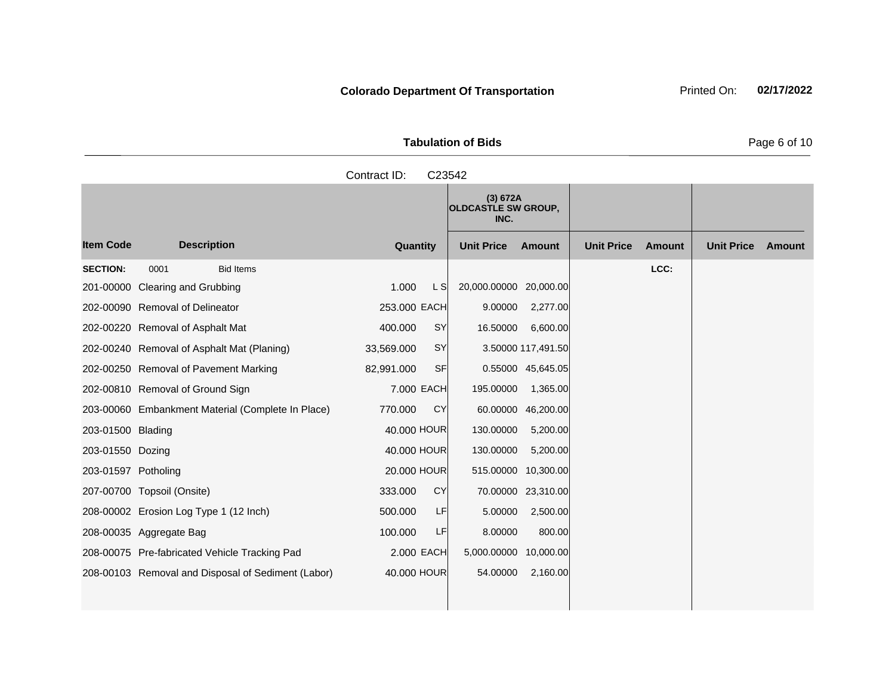**Colorado Department Of Transportation**

Printed On: **02/17/2022**

**Tabulation of Bids**

Contract ID: C23542

| Item Code | Description | Quantity | | (3) 672A OLDCASTLE SW GROUP, INC. Unit Price | Amount | Unit Price | Amount | Unit Price | Amount |
|---|---|---|---|---|---|---|---|---|---|
| **SECTION:** | 0001 Bid Items | | | | | | LCC: | | |
| 201-00000 | Clearing and Grubbing | 1.000 | L S | 20,000.00000 | 20,000.00 | | | | |
| 202-00090 | Removal of Delineator | 253.000 | EACH | 9.00000 | 2,277.00 | | | | |
| 202-00220 | Removal of Asphalt Mat | 400.000 | SY | 16.50000 | 6,600.00 | | | | |
| 202-00240 | Removal of Asphalt Mat (Planing) | 33,569.000 | SY | 3.50000 | 117,491.50 | | | | |
| 202-00250 | Removal of Pavement Marking | 82,991.000 | SF | 0.55000 | 45,645.05 | | | | |
| 202-00810 | Removal of Ground Sign | 7.000 | EACH | 195.00000 | 1,365.00 | | | | |
| 203-00060 | Embankment Material (Complete In Place) | 770.000 | CY | 60.00000 | 46,200.00 | | | | |
| 203-01500 | Blading | 40.000 | HOUR | 130.00000 | 5,200.00 | | | | |
| 203-01550 | Dozing | 40.000 | HOUR | 130.00000 | 5,200.00 | | | | |
| 203-01597 | Potholing | 20.000 | HOUR | 515.00000 | 10,300.00 | | | | |
| 207-00700 | Topsoil (Onsite) | 333.000 | CY | 70.00000 | 23,310.00 | | | | |
| 208-00002 | Erosion Log Type 1 (12 Inch) | 500.000 | LF | 5.00000 | 2,500.00 | | | | |
| 208-00035 | Aggregate Bag | 100.000 | LF | 8.00000 | 800.00 | | | | |
| 208-00075 | Pre-fabricated Vehicle Tracking Pad | 2.000 | EACH | 5,000.00000 | 10,000.00 | | | | |
| 208-00103 | Removal and Disposal of Sediment (Labor) | 40.000 | HOUR | 54.00000 | 2,160.00 | | | | |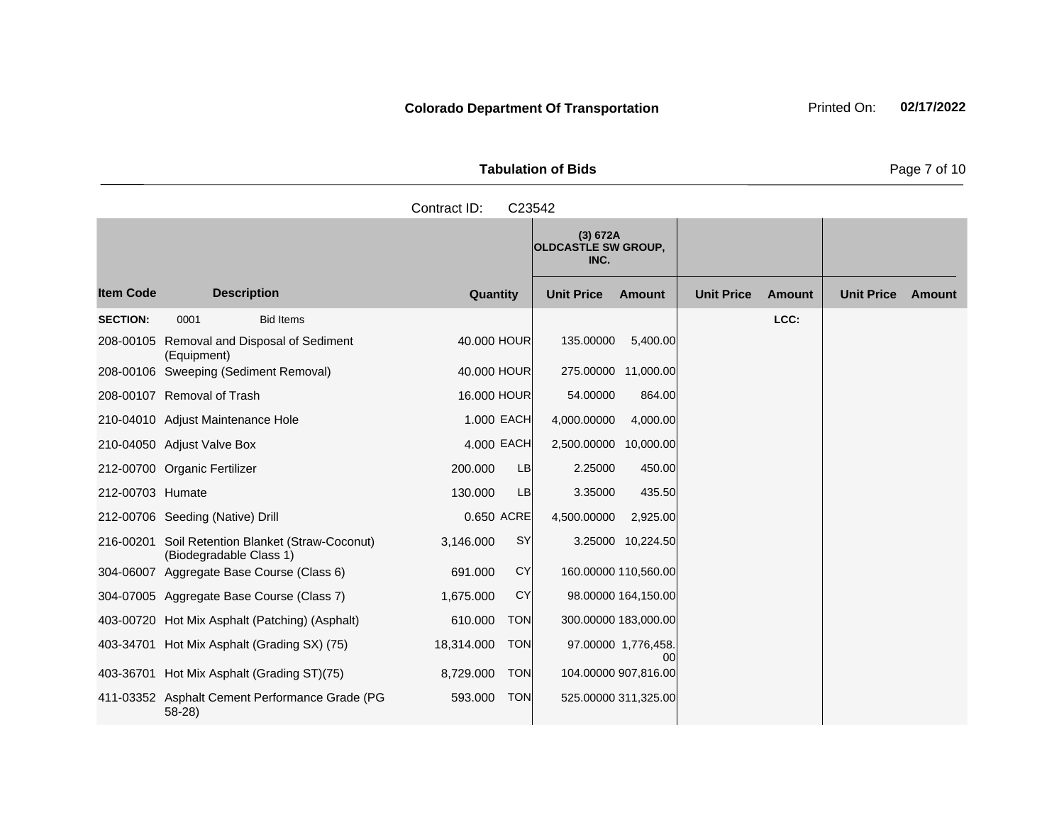**Colorado Department Of Transportation**

Printed On: **02/17/2022**

**Tabulation of Bids**

Contract ID: C23542

| | | | | (3) 672A OLDCASTLE SW GROUP, INC. | | | | | |
|---|---|---|---|---|---|---|---|---|---|
| **Item Code** | **Description** | **Quantity** | | **Unit Price** | **Amount** | **Unit Price** | **Amount** | **Unit Price** | **Amount** |
| **SECTION:** | 0001 Bid Items | | | | | | LCC: | | |
| 208-00105 | Removal and Disposal of Sediment (Equipment) | 40.000 | HOUR | 135.00000 | 5,400.00 | | | | |
| 208-00106 | Sweeping (Sediment Removal) | 40.000 | HOUR | 275.00000 | 11,000.00 | | | | |
| 208-00107 | Removal of Trash | 16.000 | HOUR | 54.00000 | 864.00 | | | | |
| 210-04010 | Adjust Maintenance Hole | 1.000 | EACH | 4,000.00000 | 4,000.00 | | | | |
| 210-04050 | Adjust Valve Box | 4.000 | EACH | 2,500.00000 | 10,000.00 | | | | |
| 212-00700 | Organic Fertilizer | 200.000 | LB | 2.25000 | 450.00 | | | | |
| 212-00703 | Humate | 130.000 | LB | 3.35000 | 435.50 | | | | |
| 212-00706 | Seeding (Native) Drill | 0.650 | ACRE | 4,500.00000 | 2,925.00 | | | | |
| 216-00201 | Soil Retention Blanket (Straw-Coconut) (Biodegradable Class 1) | 3,146.000 | SY | 3.25000 | 10,224.50 | | | | |
| 304-06007 | Aggregate Base Course (Class 6) | 691.000 | CY | 160.00000 | 110,560.00 | | | | |
| 304-07005 | Aggregate Base Course (Class 7) | 1,675.000 | CY | 98.00000 | 164,150.00 | | | | |
| 403-00720 | Hot Mix Asphalt (Patching) (Asphalt) | 610.000 | TON | 300.00000 | 183,000.00 | | | | |
| 403-34701 | Hot Mix Asphalt (Grading SX) (75) | 18,314.000 | TON | 97.00000 | 1,776,458.00 | | | | |
| 403-36701 | Hot Mix Asphalt (Grading ST)(75) | 8,729.000 | TON | 104.00000 | 907,816.00 | | | | |
| 411-03352 | Asphalt Cement Performance Grade (PG 58-28) | 593.000 | TON | 525.00000 | 311,325.00 | | | | |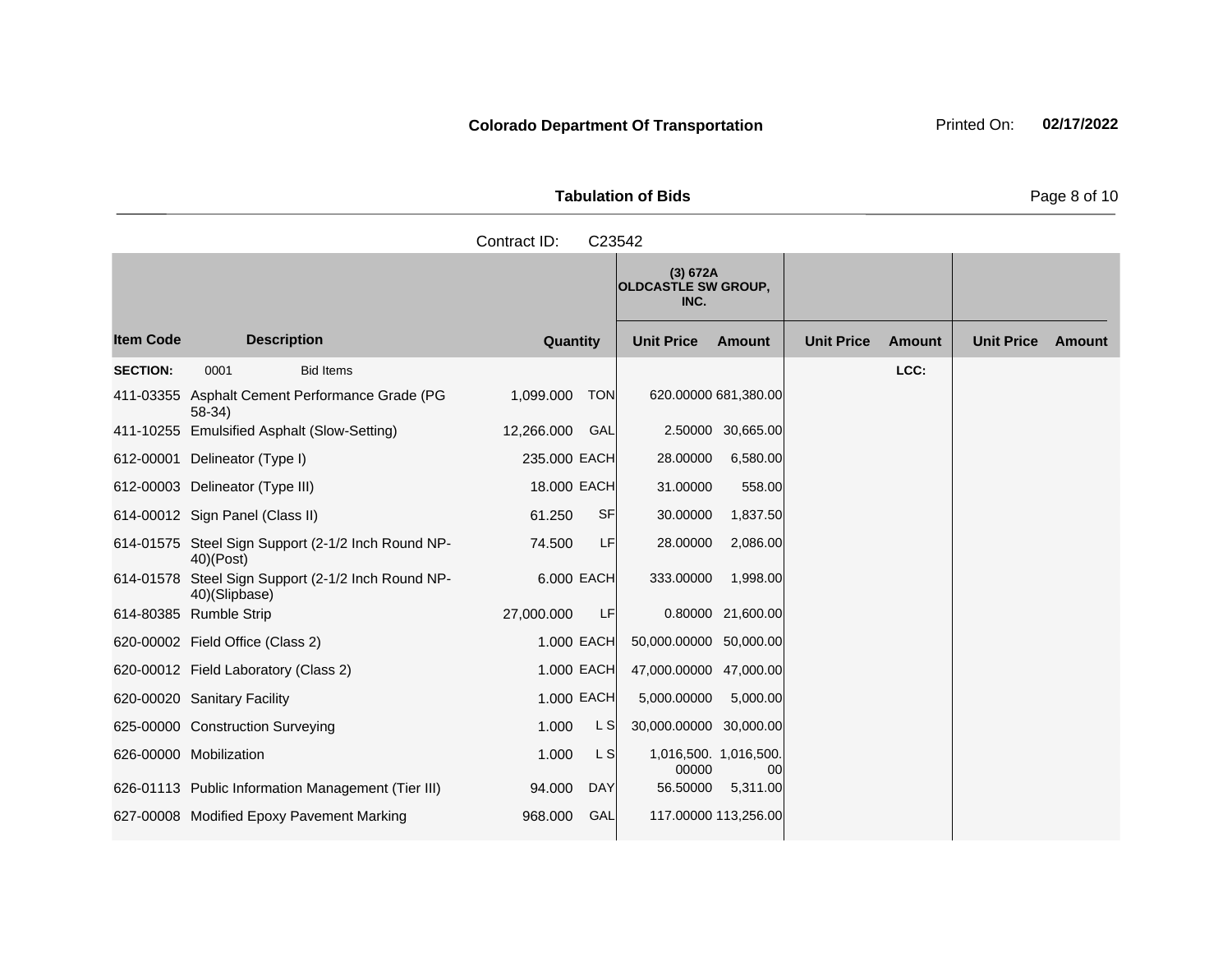**Colorado Department Of Transportation**

Printed On: **02/17/2022**

**Tabulation of Bids**

Contract ID: C23542

| Item Code | Description | Quantity | | (3) 672A OLDCASTLE SW GROUP, INC. | | | | | |
|---|---|---|---|---|---|---|---|---|---|
| | | | | Unit Price | Amount | Unit Price | Amount | Unit Price | Amount |
| **SECTION:** | 0001 Bid Items | | | | | | LCC: | | |
| 411-03355 | Asphalt Cement Performance Grade (PG 58-34) | 1,099.000 | TON | 620.00000 | 681,380.00 | | | | |
| 411-10255 | Emulsified Asphalt (Slow-Setting) | 12,266.000 | GAL | 2.50000 | 30,665.00 | | | | |
| 612-00001 | Delineator (Type I) | 235.000 | EACH | 28.00000 | 6,580.00 | | | | |
| 612-00003 | Delineator (Type III) | 18.000 | EACH | 31.00000 | 558.00 | | | | |
| 614-00012 | Sign Panel (Class II) | 61.250 | SF | 30.00000 | 1,837.50 | | | | |
| 614-01575 | Steel Sign Support (2-1/2 Inch Round NP-40)(Post) | 74.500 | LF | 28.00000 | 2,086.00 | | | | |
| 614-01578 | Steel Sign Support (2-1/2 Inch Round NP-40)(Slipbase) | 6.000 | EACH | 333.00000 | 1,998.00 | | | | |
| 614-80385 | Rumble Strip | 27,000.000 | LF | 0.80000 | 21,600.00 | | | | |
| 620-00002 | Field Office (Class 2) | 1.000 | EACH | 50,000.00000 | 50,000.00 | | | | |
| 620-00012 | Field Laboratory (Class 2) | 1.000 | EACH | 47,000.00000 | 47,000.00 | | | | |
| 620-00020 | Sanitary Facility | 1.000 | EACH | 5,000.00000 | 5,000.00 | | | | |
| 625-00000 | Construction Surveying | 1.000 | L S | 30,000.00000 | 30,000.00 | | | | |
| 626-00000 | Mobilization | 1.000 | L S | 1,016,500.00000 | 1,016,500.00 | | | | |
| 626-01113 | Public Information Management (Tier III) | 94.000 | DAY | 56.50000 | 5,311.00 | | | | |
| 627-00008 | Modified Epoxy Pavement Marking | 968.000 | GAL | 117.00000 | 113,256.00 | | | | |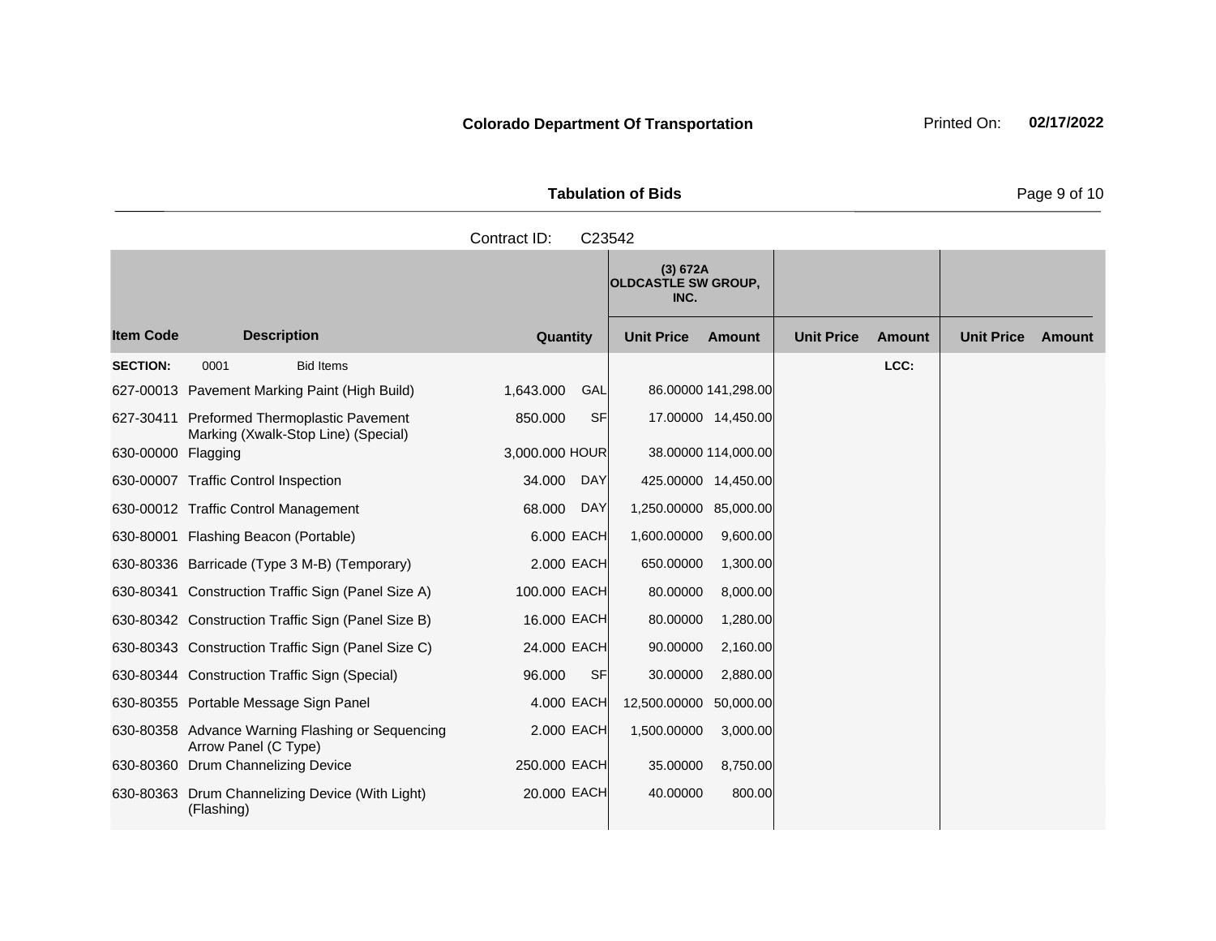**Colorado Department Of Transportation** Printed On: **02/17/2022**

**Tabulation of Bids**

Contract ID: C23542

| | | | | (3) 672A OLDCASTLE SW GROUP, INC. | | | | | |
|---|---|---|---|---|---|---|---|---|---|
| **Item Code** | **Description** | **Quantity** | | **Unit Price** | **Amount** | **Unit Price** | **Amount** | **Unit Price** | **Amount** |
| **SECTION:** | 0001 Bid Items | | | | | | LCC: | | |
| 627-00013 | Pavement Marking Paint (High Build) | 1,643.000 | GAL | 86.00000 | 141,298.00 | | | | |
| 627-30411 | Preformed Thermoplastic Pavement Marking (Xwalk-Stop Line) (Special) | 850.000 | SF | 17.00000 | 14,450.00 | | | | |
| 630-00000 | Flagging | 3,000.000 | HOUR | 38.00000 | 114,000.00 | | | | |
| 630-00007 | Traffic Control Inspection | 34.000 | DAY | 425.00000 | 14,450.00 | | | | |
| 630-00012 | Traffic Control Management | 68.000 | DAY | 1,250.00000 | 85,000.00 | | | | |
| 630-80001 | Flashing Beacon (Portable) | 6.000 | EACH | 1,600.00000 | 9,600.00 | | | | |
| 630-80336 | Barricade (Type 3 M-B) (Temporary) | 2.000 | EACH | 650.00000 | 1,300.00 | | | | |
| 630-80341 | Construction Traffic Sign (Panel Size A) | 100.000 | EACH | 80.00000 | 8,000.00 | | | | |
| 630-80342 | Construction Traffic Sign (Panel Size B) | 16.000 | EACH | 80.00000 | 1,280.00 | | | | |
| 630-80343 | Construction Traffic Sign (Panel Size C) | 24.000 | EACH | 90.00000 | 2,160.00 | | | | |
| 630-80344 | Construction Traffic Sign (Special) | 96.000 | SF | 30.00000 | 2,880.00 | | | | |
| 630-80355 | Portable Message Sign Panel | 4.000 | EACH | 12,500.00000 | 50,000.00 | | | | |
| 630-80358 | Advance Warning Flashing or Sequencing Arrow Panel (C Type) | 2.000 | EACH | 1,500.00000 | 3,000.00 | | | | |
| 630-80360 | Drum Channelizing Device | 250.000 | EACH | 35.00000 | 8,750.00 | | | | |
| 630-80363 | Drum Channelizing Device (With Light) (Flashing) | 20.000 | EACH | 40.00000 | 800.00 | | | | |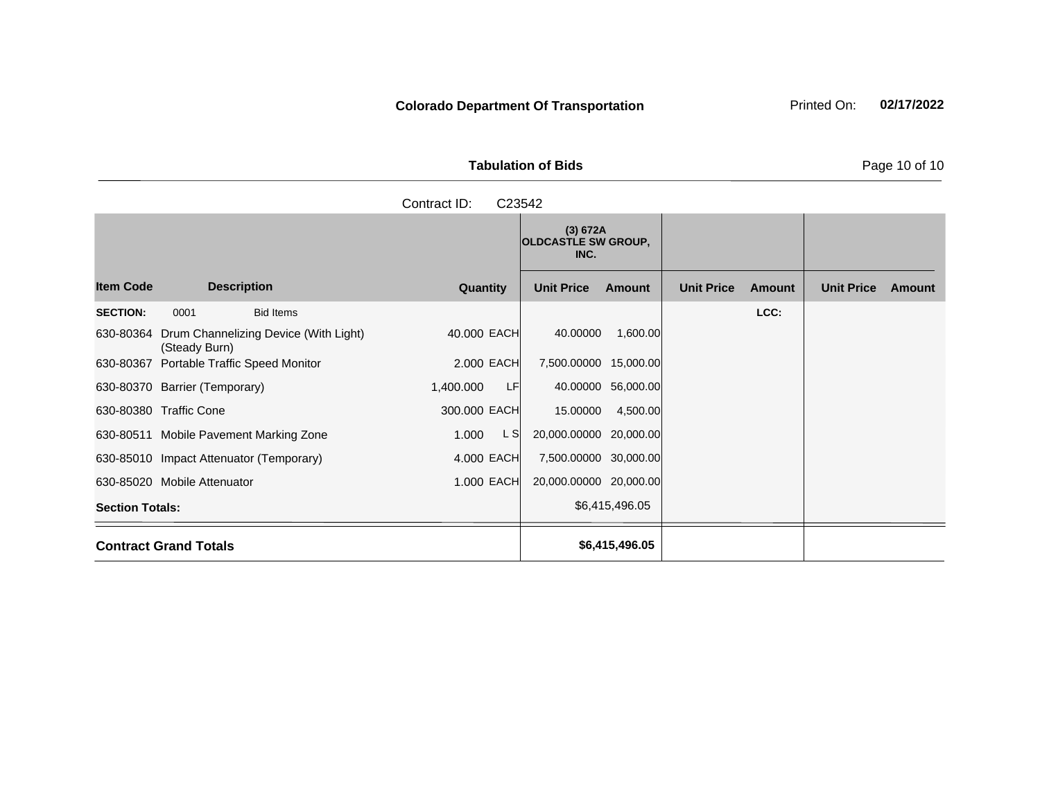**Colorado Department Of Transportation** Printed On: **02/17/2022**

**Tabulation of Bids**

Contract ID: C23542

| Item Code | Description | Quantity | | (3) 672A OLDCASTLE SW GROUP, INC. Unit Price | Amount | Unit Price | Amount | Unit Price | Amount |
|---|---|---|---|---|---|---|---|---|---|
| **SECTION:** | 0001 Bid Items | | | | | | LCC: | | |
| 630-80364 | Drum Channelizing Device (With Light) (Steady Burn) | 40.000 | EACH | 40.00000 | 1,600.00 | | | | |
| 630-80367 | Portable Traffic Speed Monitor | 2.000 | EACH | 7,500.00000 | 15,000.00 | | | | |
| 630-80370 | Barrier (Temporary) | 1,400.000 | LF | 40.00000 | 56,000.00 | | | | |
| 630-80380 | Traffic Cone | 300.000 | EACH | 15.00000 | 4,500.00 | | | | |
| 630-80511 | Mobile Pavement Marking Zone | 1.000 | L S | 20,000.00000 | 20,000.00 | | | | |
| 630-85010 | Impact Attenuator (Temporary) | 4.000 | EACH | 7,500.00000 | 30,000.00 | | | | |
| 630-85020 | Mobile Attenuator | 1.000 | EACH | 20,000.00000 | 20,000.00 | | | | |
| **Section Totals:** | | | | | $6,415,496.05 | | | | |
| **Contract Grand Totals** | | | | | **$6,415,496.05** | | | | |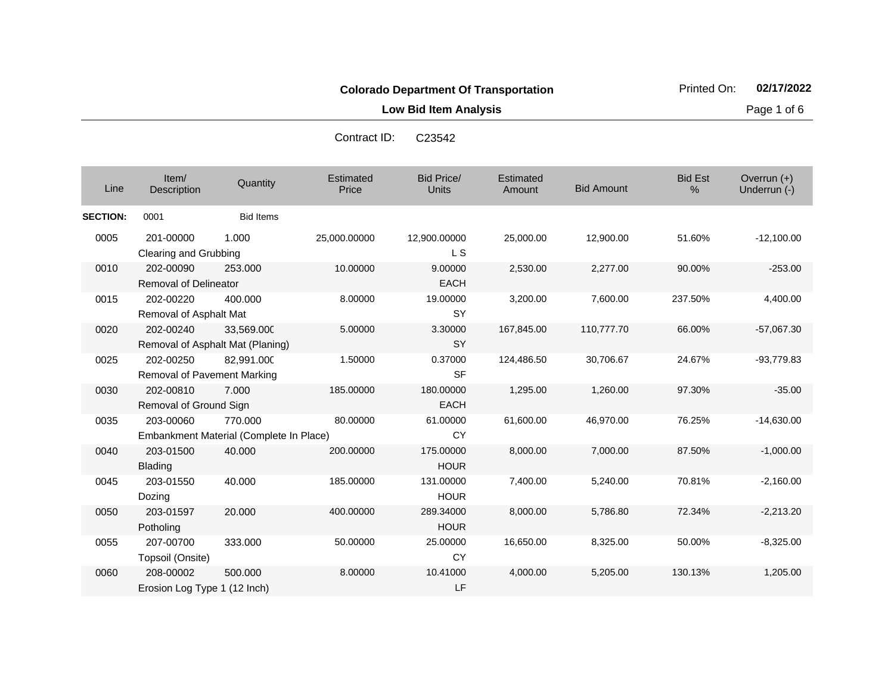**Colorado Department Of Transportation**

**Low Bid Item Analysis**

Printed On: **02/17/2022**

Contract ID: C23542

| Line | Item/ Description | Quantity | Estimated Price | Bid Price/ Units | Estimated Amount | Bid Amount | Bid Est % | Overrun (+) Underrun (-) |
|---|---|---|---|---|---|---|---|---|
| **SECTION:** | 0001 | Bid Items | | | | | | |
| 0005 | 201-00000 Clearing and Grubbing | 1.000 | 25,000.00000 | 12,900.00000 L S | 25,000.00 | 12,900.00 | 51.60% | -12,100.00 |
| 0010 | 202-00090 Removal of Delineator | 253.000 | 10.00000 | 9.00000 EACH | 2,530.00 | 2,277.00 | 90.00% | -253.00 |
| 0015 | 202-00220 Removal of Asphalt Mat | 400.000 | 8.00000 | 19.00000 SY | 3,200.00 | 7,600.00 | 237.50% | 4,400.00 |
| 0020 | 202-00240 Removal of Asphalt Mat (Planing) | 33,569.000 | 5.00000 | 3.30000 SY | 167,845.00 | 110,777.70 | 66.00% | -57,067.30 |
| 0025 | 202-00250 Removal of Pavement Marking | 82,991.000 | 1.50000 | 0.37000 SF | 124,486.50 | 30,706.67 | 24.67% | -93,779.83 |
| 0030 | 202-00810 Removal of Ground Sign | 7.000 | 185.00000 | 180.00000 EACH | 1,295.00 | 1,260.00 | 97.30% | -35.00 |
| 0035 | 203-00060 Embankment Material (Complete In Place) | 770.000 | 80.00000 | 61.00000 CY | 61,600.00 | 46,970.00 | 76.25% | -14,630.00 |
| 0040 | 203-01500 Blading | 40.000 | 200.00000 | 175.00000 HOUR | 8,000.00 | 7,000.00 | 87.50% | -1,000.00 |
| 0045 | 203-01550 Dozing | 40.000 | 185.00000 | 131.00000 HOUR | 7,400.00 | 5,240.00 | 70.81% | -2,160.00 |
| 0050 | 203-01597 Potholing | 20.000 | 400.00000 | 289.34000 HOUR | 8,000.00 | 5,786.80 | 72.34% | -2,213.20 |
| 0055 | 207-00700 Topsoil (Onsite) | 333.000 | 50.00000 | 25.00000 CY | 16,650.00 | 8,325.00 | 50.00% | -8,325.00 |
| 0060 | 208-00002 Erosion Log Type 1 (12 Inch) | 500.000 | 8.00000 | 10.41000 LF | 4,000.00 | 5,205.00 | 130.13% | 1,205.00 |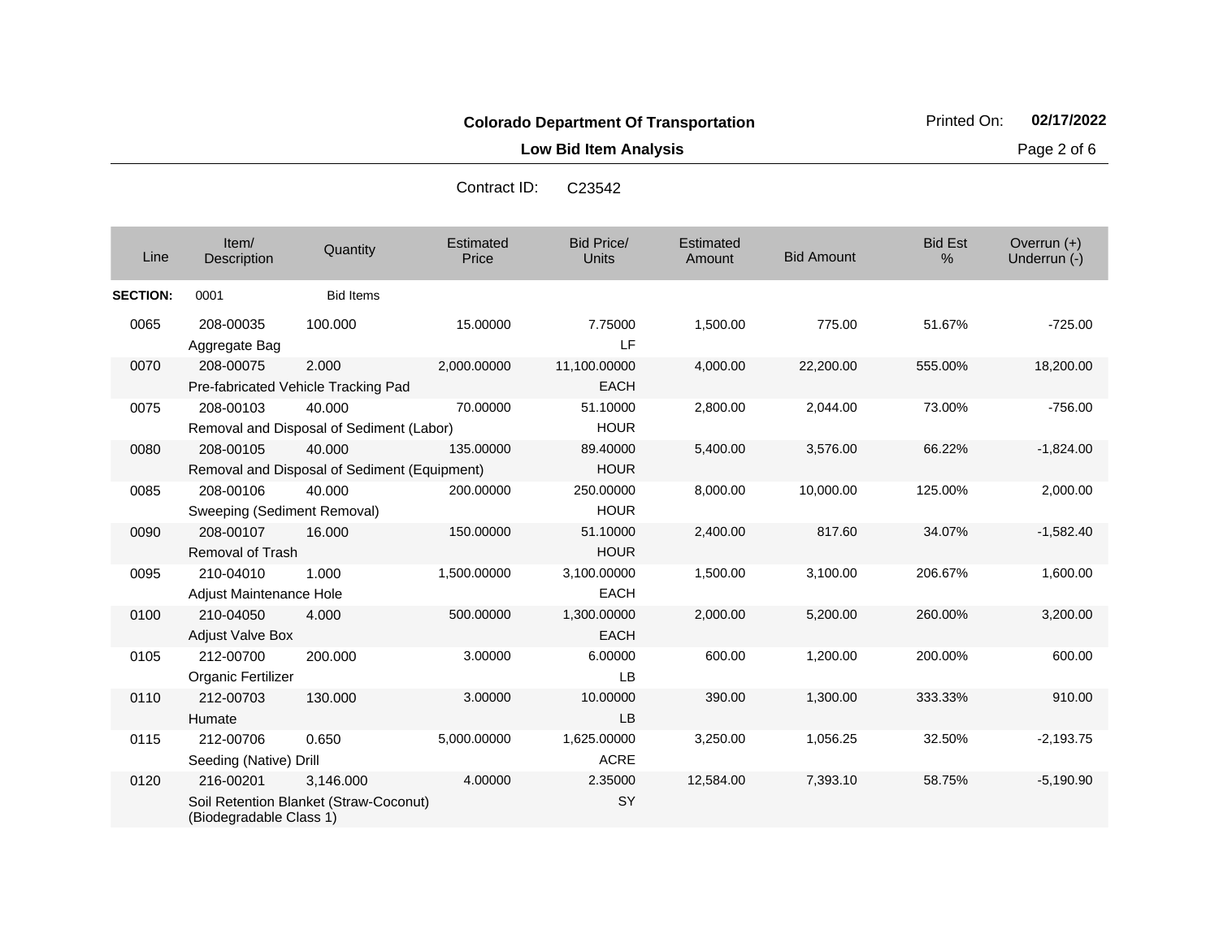**Colorado Department Of Transportation**

**Low Bid Item Analysis**

Printed On: **02/17/2022**

Contract ID: C23542

| Line | Item/ Description | Quantity | Estimated Price | Bid Price/ Units | Estimated Amount | Bid Amount | Bid Est % | Overrun (+) Underrun (-) |
|---|---|---|---|---|---|---|---|---|
| **SECTION:** | 0001 | Bid Items | | | | | | |
| 0065 | 208-00035 Aggregate Bag | 100.000 | 15.00000 | 7.75000 LF | 1,500.00 | 775.00 | 51.67% | -725.00 |
| 0070 | 208-00075 Pre-fabricated Vehicle Tracking Pad | 2.000 | 2,000.00000 | 11,100.00000 EACH | 4,000.00 | 22,200.00 | 555.00% | 18,200.00 |
| 0075 | 208-00103 Removal and Disposal of Sediment (Labor) | 40.000 | 70.00000 | 51.10000 HOUR | 2,800.00 | 2,044.00 | 73.00% | -756.00 |
| 0080 | 208-00105 Removal and Disposal of Sediment (Equipment) | 40.000 | 135.00000 | 89.40000 HOUR | 5,400.00 | 3,576.00 | 66.22% | -1,824.00 |
| 0085 | 208-00106 Sweeping (Sediment Removal) | 40.000 | 200.00000 | 250.00000 HOUR | 8,000.00 | 10,000.00 | 125.00% | 2,000.00 |
| 0090 | 208-00107 Removal of Trash | 16.000 | 150.00000 | 51.10000 HOUR | 2,400.00 | 817.60 | 34.07% | -1,582.40 |
| 0095 | 210-04010 Adjust Maintenance Hole | 1.000 | 1,500.00000 | 3,100.00000 EACH | 1,500.00 | 3,100.00 | 206.67% | 1,600.00 |
| 0100 | 210-04050 Adjust Valve Box | 4.000 | 500.00000 | 1,300.00000 EACH | 2,000.00 | 5,200.00 | 260.00% | 3,200.00 |
| 0105 | 212-00700 Organic Fertilizer | 200.000 | 3.00000 | 6.00000 LB | 600.00 | 1,200.00 | 200.00% | 600.00 |
| 0110 | 212-00703 Humate | 130.000 | 3.00000 | 10.00000 LB | 390.00 | 1,300.00 | 333.33% | 910.00 |
| 0115 | 212-00706 Seeding (Native) Drill | 0.650 | 5,000.00000 | 1,625.00000 ACRE | 3,250.00 | 1,056.25 | 32.50% | -2,193.75 |
| 0120 | 216-00201 Soil Retention Blanket (Straw-Coconut) (Biodegradable Class 1) | 3,146.000 | 4.00000 | 2.35000 SY | 12,584.00 | 7,393.10 | 58.75% | -5,190.90 |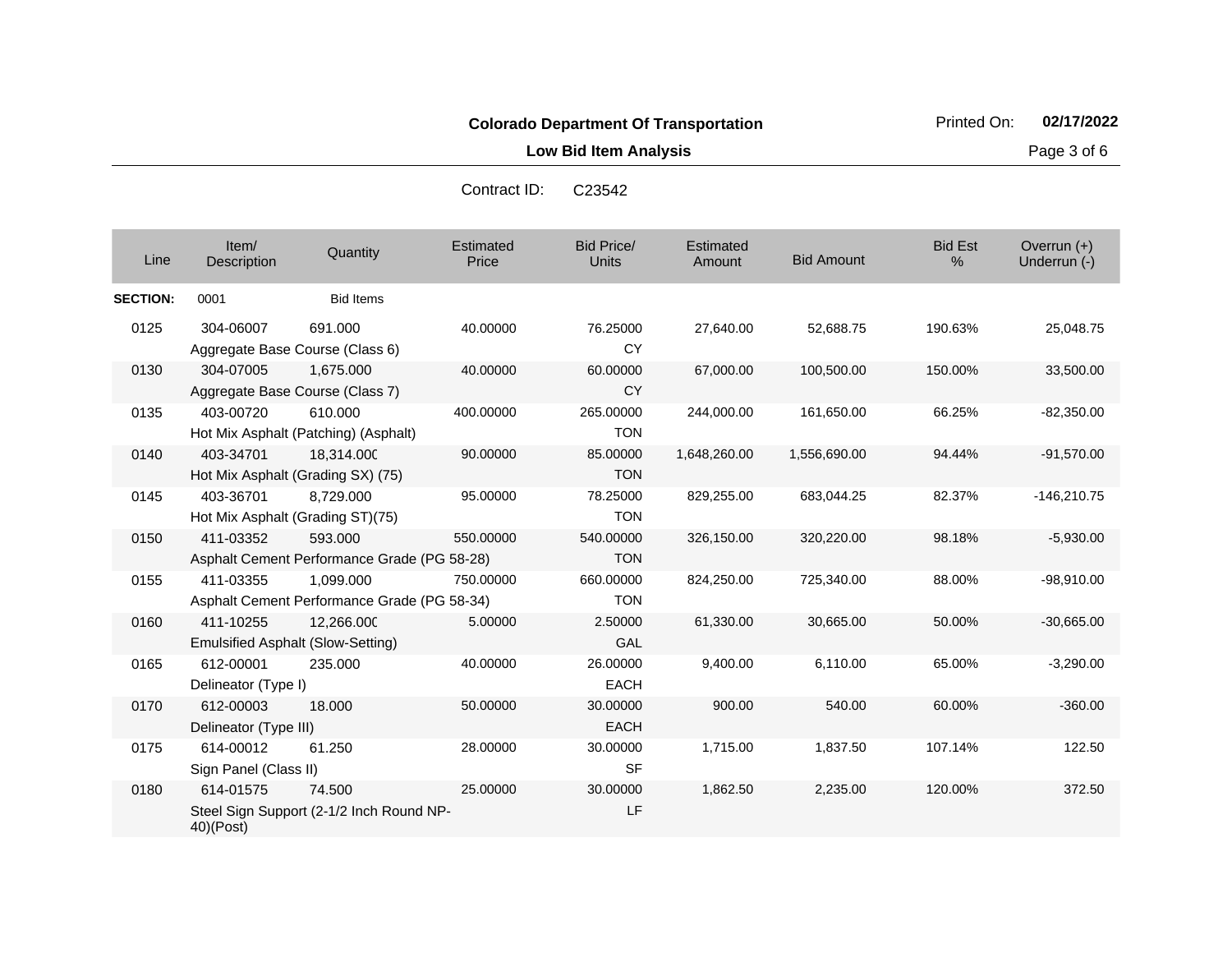**Colorado Department Of Transportation**

Printed On: **02/17/2022**

**Low Bid Item Analysis**

Contract ID: C23542

| Line | Item/ Description | Quantity | Estimated Price | Bid Price/ Units | Estimated Amount | Bid Amount | Bid Est % | Overrun (+) Underrun (-) |
|---|---|---|---|---|---|---|---|---|
| **SECTION:** | 0001 | Bid Items | | | | | | |
| 0125 | 304-06007 Aggregate Base Course (Class 6) | 691.000 | 40.00000 | 76.25000 CY | 27,640.00 | 52,688.75 | 190.63% | 25,048.75 |
| 0130 | 304-07005 Aggregate Base Course (Class 7) | 1,675.000 | 40.00000 | 60.00000 CY | 67,000.00 | 100,500.00 | 150.00% | 33,500.00 |
| 0135 | 403-00720 Hot Mix Asphalt (Patching) (Asphalt) | 610.000 | 400.00000 | 265.00000 TON | 244,000.00 | 161,650.00 | 66.25% | -82,350.00 |
| 0140 | 403-34701 Hot Mix Asphalt (Grading SX) (75) | 18,314.000 | 90.00000 | 85.00000 TON | 1,648,260.00 | 1,556,690.00 | 94.44% | -91,570.00 |
| 0145 | 403-36701 Hot Mix Asphalt (Grading ST)(75) | 8,729.000 | 95.00000 | 78.25000 TON | 829,255.00 | 683,044.25 | 82.37% | -146,210.75 |
| 0150 | 411-03352 Asphalt Cement Performance Grade (PG 58-28) | 593.000 | 550.00000 | 540.00000 TON | 326,150.00 | 320,220.00 | 98.18% | -5,930.00 |
| 0155 | 411-03355 Asphalt Cement Performance Grade (PG 58-34) | 1,099.000 | 750.00000 | 660.00000 TON | 824,250.00 | 725,340.00 | 88.00% | -98,910.00 |
| 0160 | 411-10255 Emulsified Asphalt (Slow-Setting) | 12,266.000 | 5.00000 | 2.50000 GAL | 61,330.00 | 30,665.00 | 50.00% | -30,665.00 |
| 0165 | 612-00001 Delineator (Type I) | 235.000 | 40.00000 | 26.00000 EACH | 9,400.00 | 6,110.00 | 65.00% | -3,290.00 |
| 0170 | 612-00003 Delineator (Type III) | 18.000 | 50.00000 | 30.00000 EACH | 900.00 | 540.00 | 60.00% | -360.00 |
| 0175 | 614-00012 Sign Panel (Class II) | 61.250 | 28.00000 | 30.00000 SF | 1,715.00 | 1,837.50 | 107.14% | 122.50 |
| 0180 | 614-01575 Steel Sign Support (2-1/2 Inch Round NP-40)(Post) | 74.500 | 25.00000 | 30.00000 LF | 1,862.50 | 2,235.00 | 120.00% | 372.50 |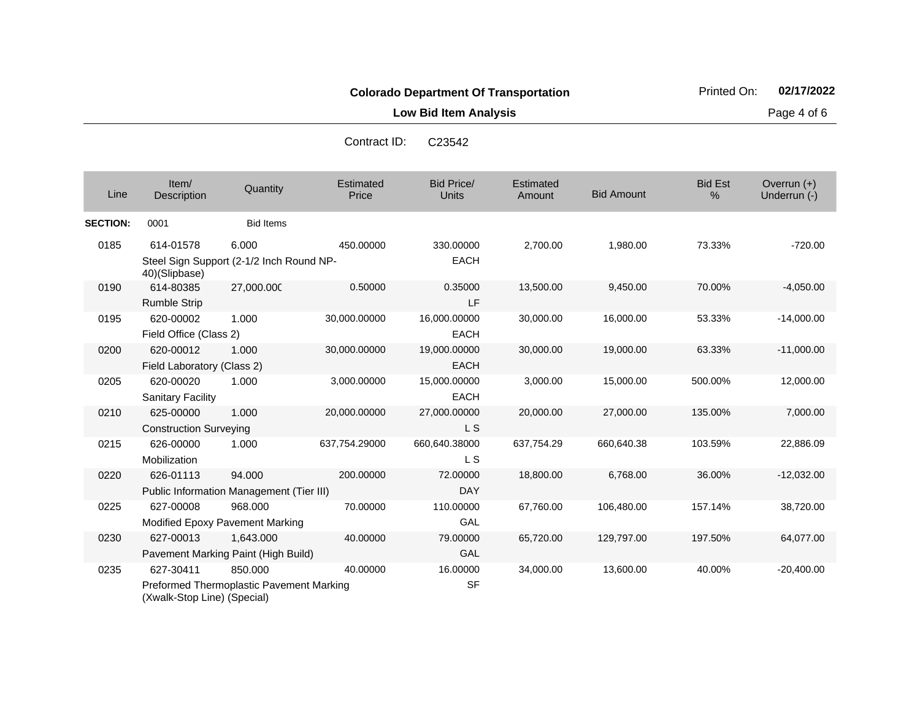**Colorado Department Of Transportation**

**Low Bid Item Analysis**

Printed On: **02/17/2022**

Contract ID: C23542

| Line | Item/ Description | Quantity | Estimated Price | Bid Price/ Units | Estimated Amount | Bid Amount | Bid Est % | Overrun (+) Underrun (-) |
|---|---|---|---|---|---|---|---|---|
| **SECTION:** | 0001 | Bid Items | | | | | | |
| 0185 | 614-01578 Steel Sign Support (2-1/2 Inch Round NP-40)(Slipbase) | 6.000 | 450.00000 | 330.00000 EACH | 2,700.00 | 1,980.00 | 73.33% | -720.00 |
| 0190 | 614-80385 Rumble Strip | 27,000.000 | 0.50000 | 0.35000 LF | 13,500.00 | 9,450.00 | 70.00% | -4,050.00 |
| 0195 | 620-00002 Field Office (Class 2) | 1.000 | 30,000.00000 | 16,000.00000 EACH | 30,000.00 | 16,000.00 | 53.33% | -14,000.00 |
| 0200 | 620-00012 Field Laboratory (Class 2) | 1.000 | 30,000.00000 | 19,000.00000 EACH | 30,000.00 | 19,000.00 | 63.33% | -11,000.00 |
| 0205 | 620-00020 Sanitary Facility | 1.000 | 3,000.00000 | 15,000.00000 EACH | 3,000.00 | 15,000.00 | 500.00% | 12,000.00 |
| 0210 | 625-00000 Construction Surveying | 1.000 | 20,000.00000 | 27,000.00000 L S | 20,000.00 | 27,000.00 | 135.00% | 7,000.00 |
| 0215 | 626-00000 Mobilization | 1.000 | 637,754.29000 | 660,640.38000 L S | 637,754.29 | 660,640.38 | 103.59% | 22,886.09 |
| 0220 | 626-01113 Public Information Management (Tier III) | 94.000 | 200.00000 | 72.00000 DAY | 18,800.00 | 6,768.00 | 36.00% | -12,032.00 |
| 0225 | 627-00008 Modified Epoxy Pavement Marking | 968.000 | 70.00000 | 110.00000 GAL | 67,760.00 | 106,480.00 | 157.14% | 38,720.00 |
| 0230 | 627-00013 Pavement Marking Paint (High Build) | 1,643.000 | 40.00000 | 79.00000 GAL | 65,720.00 | 129,797.00 | 197.50% | 64,077.00 |
| 0235 | 627-30411 Preformed Thermoplastic Pavement Marking (Xwalk-Stop Line) (Special) | 850.000 | 40.00000 | 16.00000 SF | 34,000.00 | 13,600.00 | 40.00% | -20,400.00 |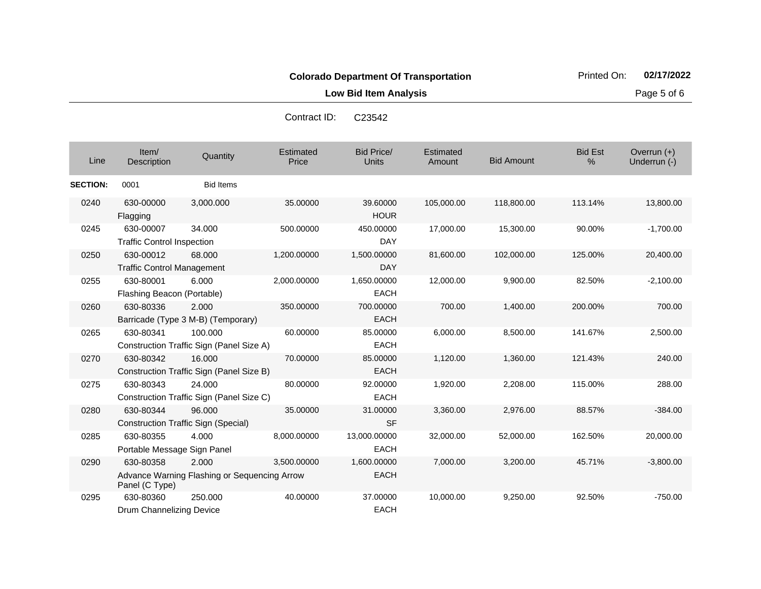**Colorado Department Of Transportation**

**Low Bid Item Analysis**

Printed On: **02/17/2022**

Contract ID: C23542

| Line | Item/ Description | Quantity | Estimated Price | Bid Price/ Units | Estimated Amount | Bid Amount | Bid Est % | Overrun (+) Underrun (-) |
|---|---|---|---|---|---|---|---|---|
| **SECTION:** | 0001 | Bid Items | | | | | | |
| 0240 | 630-00000 Flagging | 3,000.000 | 35.00000 | 39.60000 HOUR | 105,000.00 | 118,800.00 | 113.14% | 13,800.00 |
| 0245 | 630-00007 Traffic Control Inspection | 34.000 | 500.00000 | 450.00000 DAY | 17,000.00 | 15,300.00 | 90.00% | -1,700.00 |
| 0250 | 630-00012 Traffic Control Management | 68.000 | 1,200.00000 | 1,500.00000 DAY | 81,600.00 | 102,000.00 | 125.00% | 20,400.00 |
| 0255 | 630-80001 Flashing Beacon (Portable) | 6.000 | 2,000.00000 | 1,650.00000 EACH | 12,000.00 | 9,900.00 | 82.50% | -2,100.00 |
| 0260 | 630-80336 Barricade (Type 3 M-B) (Temporary) | 2.000 | 350.00000 | 700.00000 EACH | 700.00 | 1,400.00 | 200.00% | 700.00 |
| 0265 | 630-80341 Construction Traffic Sign (Panel Size A) | 100.000 | 60.00000 | 85.00000 EACH | 6,000.00 | 8,500.00 | 141.67% | 2,500.00 |
| 0270 | 630-80342 Construction Traffic Sign (Panel Size B) | 16.000 | 70.00000 | 85.00000 EACH | 1,120.00 | 1,360.00 | 121.43% | 240.00 |
| 0275 | 630-80343 Construction Traffic Sign (Panel Size C) | 24.000 | 80.00000 | 92.00000 EACH | 1,920.00 | 2,208.00 | 115.00% | 288.00 |
| 0280 | 630-80344 Construction Traffic Sign (Special) | 96.000 | 35.00000 | 31.00000 SF | 3,360.00 | 2,976.00 | 88.57% | -384.00 |
| 0285 | 630-80355 Portable Message Sign Panel | 4.000 | 8,000.00000 | 13,000.00000 EACH | 32,000.00 | 52,000.00 | 162.50% | 20,000.00 |
| 0290 | 630-80358 Advance Warning Flashing or Sequencing Arrow Panel (C Type) | 2.000 | 3,500.00000 | 1,600.00000 EACH | 7,000.00 | 3,200.00 | 45.71% | -3,800.00 |
| 0295 | 630-80360 Drum Channelizing Device | 250.000 | 40.00000 | 37.00000 EACH | 10,000.00 | 9,250.00 | 92.50% | -750.00 |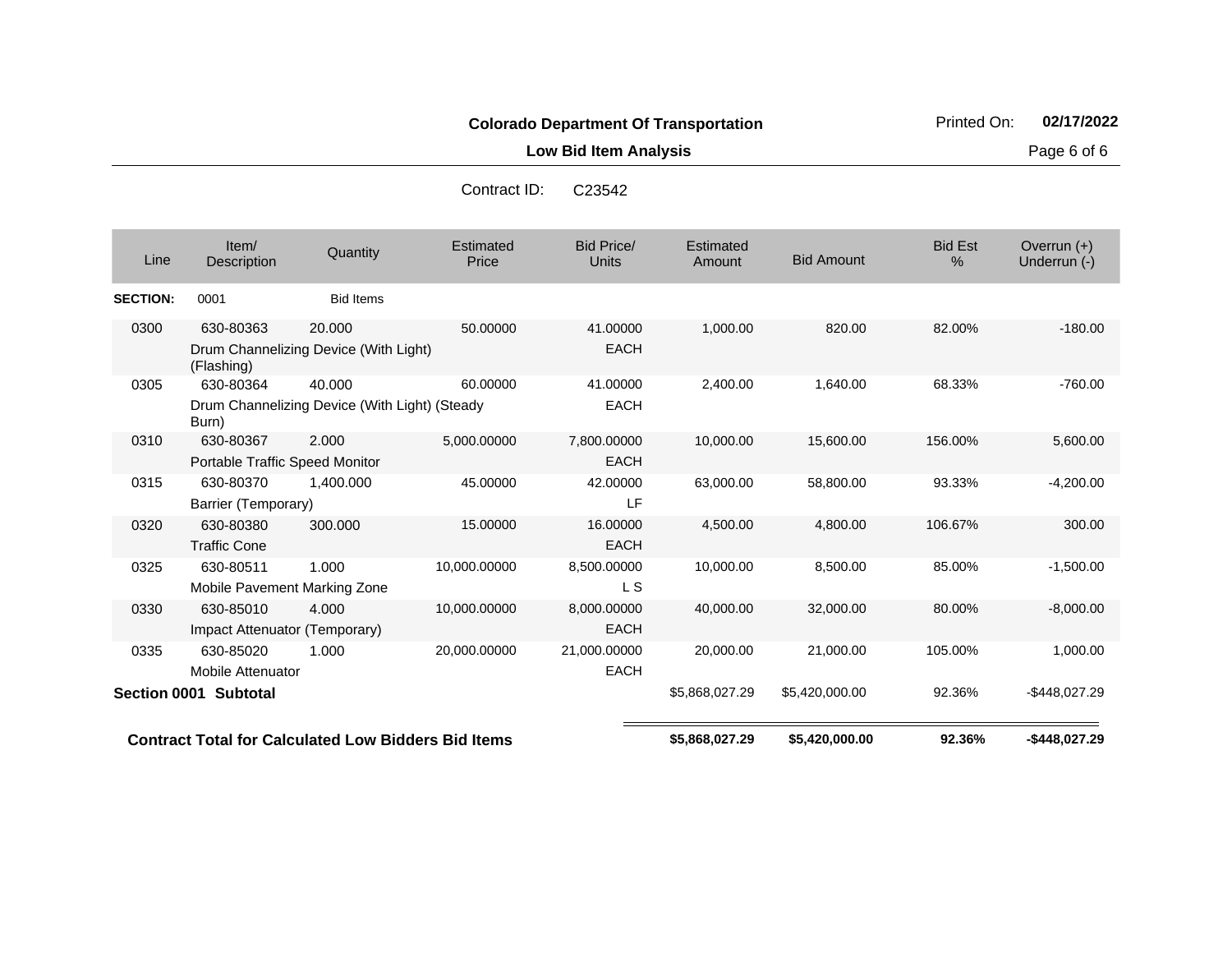**Colorado Department Of Transportation**

**Low Bid Item Analysis**

Printed On: **02/17/2022**

Contract ID: C23542

| Line | Item/ Description | Quantity | Estimated Price | Bid Price/ Units | Estimated Amount | Bid Amount | Bid Est % | Overrun (+) Underrun (-) |
|---|---|---|---|---|---|---|---|---|
| **SECTION:** | 0001 | Bid Items | | | | | | |
| 0300 | 630-80363 Drum Channelizing Device (With Light) (Flashing) | 20.000 | 50.00000 | 41.00000 EACH | 1,000.00 | 820.00 | 82.00% | -180.00 |
| 0305 | 630-80364 Drum Channelizing Device (With Light) (Steady Burn) | 40.000 | 60.00000 | 41.00000 EACH | 2,400.00 | 1,640.00 | 68.33% | -760.00 |
| 0310 | 630-80367 Portable Traffic Speed Monitor | 2.000 | 5,000.00000 | 7,800.00000 EACH | 10,000.00 | 15,600.00 | 156.00% | 5,600.00 |
| 0315 | 630-80370 Barrier (Temporary) | 1,400.000 | 45.00000 | 42.00000 LF | 63,000.00 | 58,800.00 | 93.33% | -4,200.00 |
| 0320 | 630-80380 Traffic Cone | 300.000 | 15.00000 | 16.00000 EACH | 4,500.00 | 4,800.00 | 106.67% | 300.00 |
| 0325 | 630-80511 Mobile Pavement Marking Zone | 1.000 | 10,000.00000 | 8,500.00000 L S | 10,000.00 | 8,500.00 | 85.00% | -1,500.00 |
| 0330 | 630-85010 Impact Attenuator (Temporary) | 4.000 | 10,000.00000 | 8,000.00000 EACH | 40,000.00 | 32,000.00 | 80.00% | -8,000.00 |
| 0335 | 630-85020 Mobile Attenuator | 1.000 | 20,000.00000 | 21,000.00000 EACH | 20,000.00 | 21,000.00 | 105.00% | 1,000.00 |
| **Section 0001 Subtotal** | | | | | $5,868,027.29 | $5,420,000.00 | 92.36% | -$448,027.29 |
| **Contract Total for Calculated Low Bidders Bid Items** | | | | | **$5,868,027.29** | **$5,420,000.00** | **92.36%** | **-$448,027.29** |